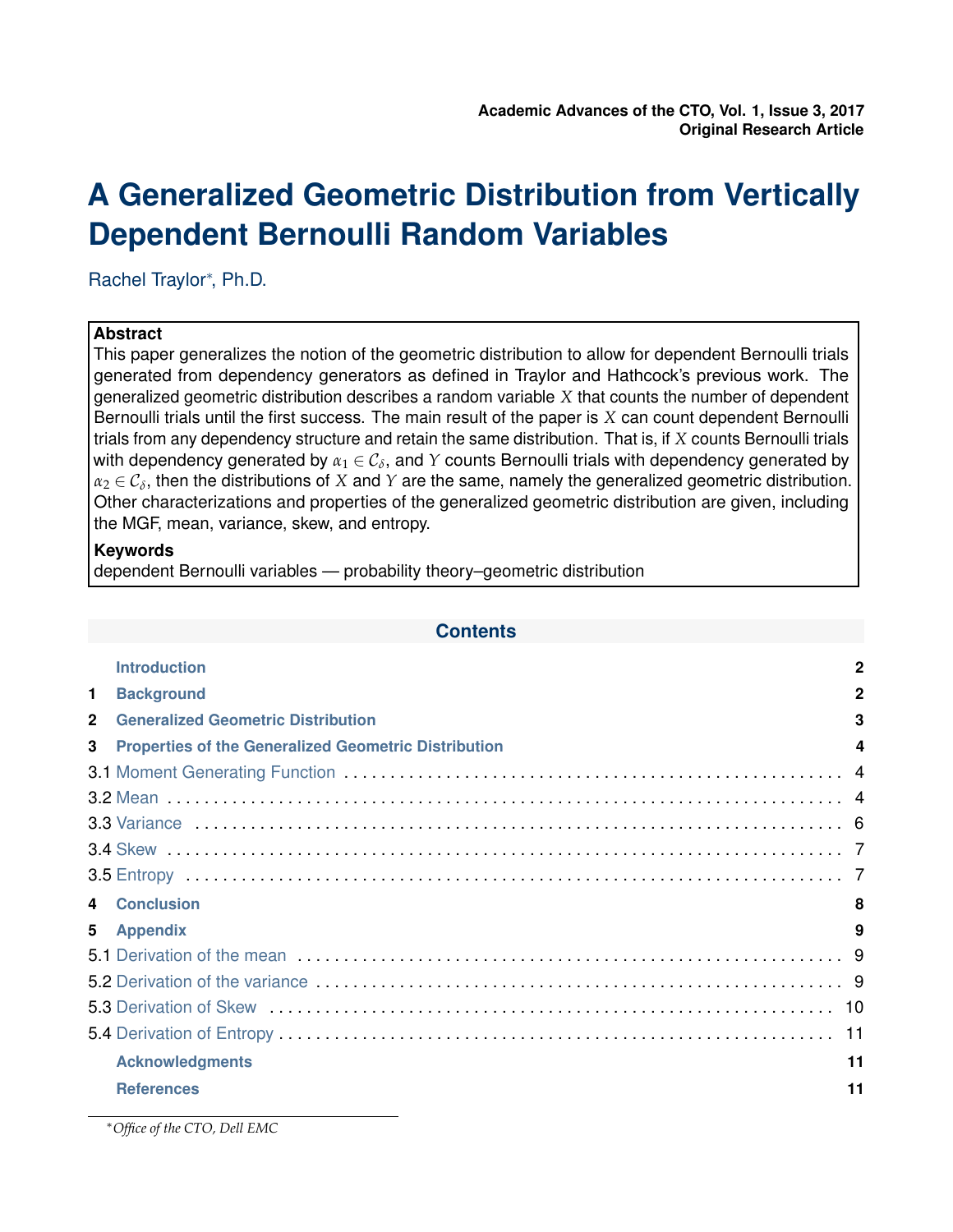**Original Research Article**

# A Generalized Geometric Distribution from Vertically Dependent Bernoulli Random Variables

Rachel Traylor*, Ph.D.

**Abstract**

This paper generalizes the notion of the geometric distribution to allow for dependent Bernoulli trials generated from dependency generators as defined in Traylor and Hathcock's previous work. The generalized geometric distribution describes a random variable $X$ that counts the number of dependent Bernoulli trials until the first success. The main result of the paper is $X$ can count dependent Bernoulli trials from any dependency structure and retain the same distribution. That is, if $X$ counts Bernoulli trials with dependency generated by $\alpha_1 \in \mathcal{C}_\delta$, and $Y$ counts Bernoulli trials with dependency generated by $\alpha_2 \in \mathcal{C}_\delta$, then the distributions of $X$ and $Y$ are the same, namely the generalized geometric distribution. Other characterizations and properties of the generalized geometric distribution are given, including the MGF, mean, variance, skew, and entropy.

**Keywords**

dependent Bernoulli variables — probability theory–geometric distribution

## Contents

| | | |
|---|---|---|
| | Introduction | 2 |
| 1 | Background | 2 |
| 2 | Generalized Geometric Distribution | 3 |
| 3 | Properties of the Generalized Geometric Distribution | 4 |
| 3.1 | Moment Generating Function | 4 |
| 3.2 | Mean | 4 |
| 3.3 | Variance | 6 |
| 3.4 | Skew | 7 |
| 3.5 | Entropy | 7 |
| 4 | Conclusion | 8 |
| 5 | Appendix | 9 |
| 5.1 | Derivation of the mean | 9 |
| 5.2 | Derivation of the variance | 9 |
| 5.3 | Derivation of Skew | 10 |
| 5.4 | Derivation of Entropy | 11 |
| | Acknowledgments | 11 |
| | References | 11 |

*Office of the CTO, Dell EMC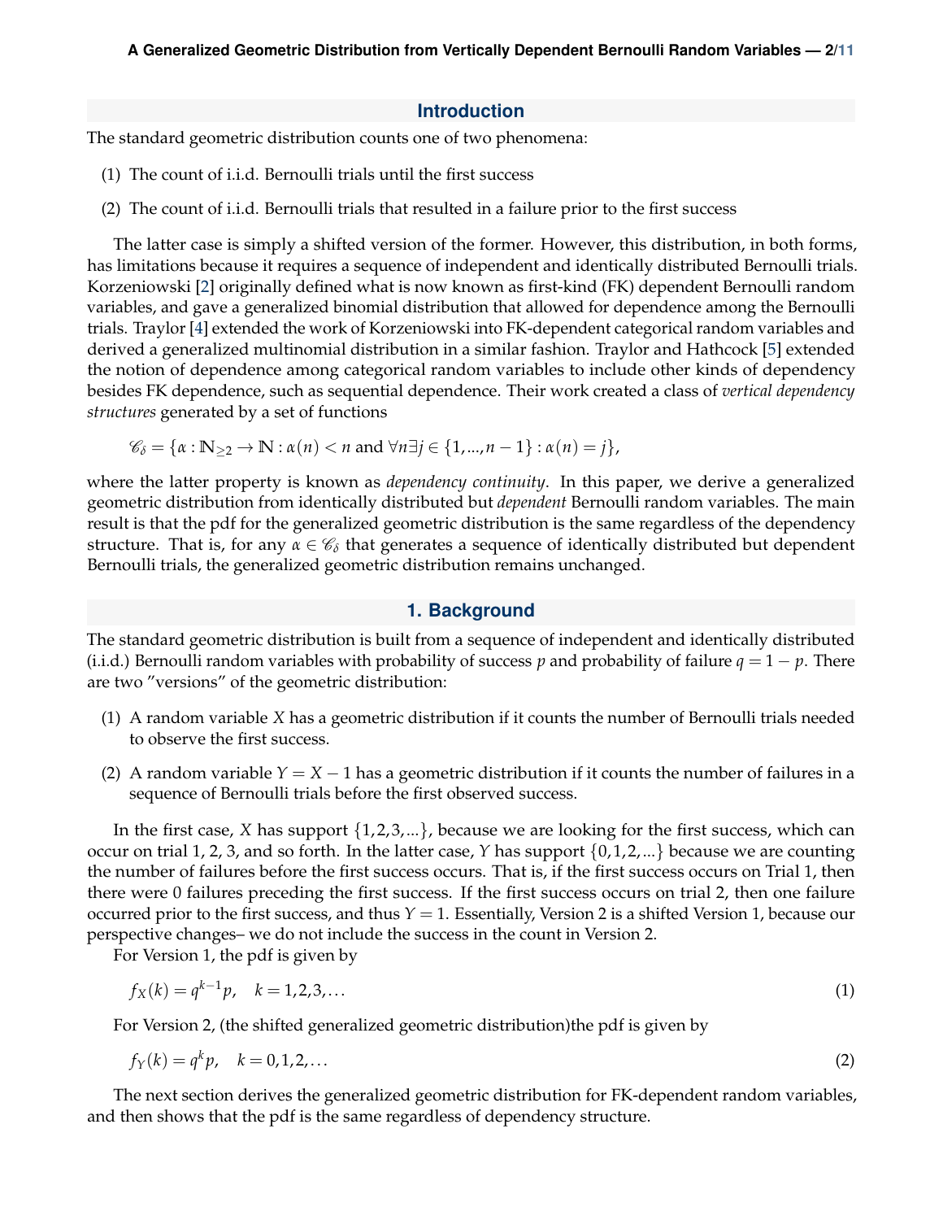## Introduction

The standard geometric distribution counts one of two phenomena:

(1) The count of i.i.d. Bernoulli trials until the first success

(2) The count of i.i.d. Bernoulli trials that resulted in a failure prior to the first success

The latter case is simply a shifted version of the former. However, this distribution, in both forms, has limitations because it requires a sequence of independent and identically distributed Bernoulli trials. Korzeniowski [2] originally defined what is now known as first-kind (FK) dependent Bernoulli random variables, and gave a generalized binomial distribution that allowed for dependence among the Bernoulli trials. Traylor [4] extended the work of Korzeniowski into FK-dependent categorical random variables and derived a generalized multinomial distribution in a similar fashion. Traylor and Hathcock [5] extended the notion of dependence among categorical random variables to include other kinds of dependency besides FK dependence, such as sequential dependence. Their work created a class of *vertical dependency structures* generated by a set of functions

$$\mathscr{C}_\delta = \{\alpha : \mathbb{N}_{\geq 2} \to \mathbb{N} : \alpha(n) < n \text{ and } \forall n \exists j \in \{1,...,n-1\} : \alpha(n) = j\},$$

where the latter property is known as *dependency continuity*. In this paper, we derive a generalized geometric distribution from identically distributed but *dependent* Bernoulli random variables. The main result is that the pdf for the generalized geometric distribution is the same regardless of the dependency structure. That is, for any $\alpha \in \mathscr{C}_\delta$ that generates a sequence of identically distributed but dependent Bernoulli trials, the generalized geometric distribution remains unchanged.

## 1. Background

The standard geometric distribution is built from a sequence of independent and identically distributed (i.i.d.) Bernoulli random variables with probability of success $p$ and probability of failure $q = 1 - p$. There are two "versions" of the geometric distribution:

(1) A random variable $X$ has a geometric distribution if it counts the number of Bernoulli trials needed to observe the first success.

(2) A random variable $Y = X - 1$ has a geometric distribution if it counts the number of failures in a sequence of Bernoulli trials before the first observed success.

In the first case, $X$ has support $\{1,2,3,...\}$, because we are looking for the first success, which can occur on trial 1, 2, 3, and so forth. In the latter case, $Y$ has support $\{0,1,2,...\}$ because we are counting the number of failures before the first success occurs. That is, if the first success occurs on Trial 1, then there were 0 failures preceding the first success. If the first success occurs on trial 2, then one failure occurred prior to the first success, and thus $Y = 1$. Essentially, Version 2 is a shifted Version 1, because our perspective changes– we do not include the success in the count in Version 2.

For Version 1, the pdf is given by

$$f_X(k) = q^{k-1}p, \quad k = 1,2,3,\ldots \tag{1}$$

For Version 2, (the shifted generalized geometric distribution)the pdf is given by

$$f_Y(k) = q^k p, \quad k = 0,1,2,\ldots \tag{2}$$

The next section derives the generalized geometric distribution for FK-dependent random variables, and then shows that the pdf is the same regardless of dependency structure.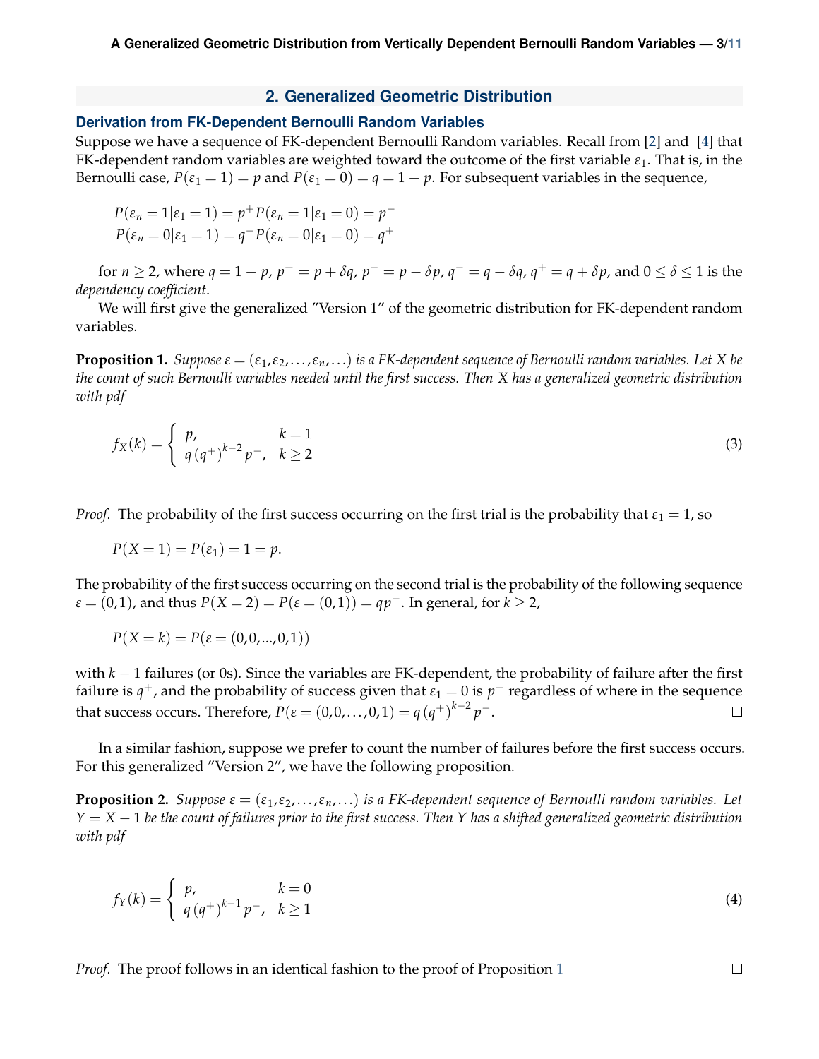## 2. Generalized Geometric Distribution

### Derivation from FK-Dependent Bernoulli Random Variables

Suppose we have a sequence of FK-dependent Bernoulli Random variables. Recall from [2] and [4] that FK-dependent random variables are weighted toward the outcome of the first variable $\varepsilon_1$. That is, in the Bernoulli case, $P(\varepsilon_1 = 1) = p$ and $P(\varepsilon_1 = 0) = q = 1 - p$. For subsequent variables in the sequence,

$$P(\varepsilon_n = 1|\varepsilon_1 = 1) = p^+ P(\varepsilon_n = 1|\varepsilon_1 = 0) = p^-$$
$$P(\varepsilon_n = 0|\varepsilon_1 = 1) = q^- P(\varepsilon_n = 0|\varepsilon_1 = 0) = q^+$$

for $n \geq 2$, where $q = 1 - p$, $p^+ = p + \delta q$, $p^- = p - \delta p$, $q^- = q - \delta q$, $q^+ = q + \delta p$, and $0 \leq \delta \leq 1$ is the *dependency coefficient*.

We will first give the generalized "Version 1" of the geometric distribution for FK-dependent random variables.

**Proposition 1.** *Suppose $\varepsilon = (\varepsilon_1, \varepsilon_2, \ldots, \varepsilon_n, \ldots)$ is a FK-dependent sequence of Bernoulli random variables. Let $X$ be the count of such Bernoulli variables needed until the first success. Then $X$ has a generalized geometric distribution with pdf*

$$f_X(k) = \begin{cases} p, & k = 1 \\ q\,(q^+)^{k-2}\,p^-, & k \geq 2 \end{cases} \tag{3}$$

*Proof.* The probability of the first success occurring on the first trial is the probability that $\varepsilon_1 = 1$, so

$$P(X = 1) = P(\varepsilon_1) = 1 = p.$$

The probability of the first success occurring on the second trial is the probability of the following sequence $\varepsilon = (0,1)$, and thus $P(X = 2) = P(\varepsilon = (0,1)) = qp^-$. In general, for $k \geq 2$,

$$P(X = k) = P(\varepsilon = (0,0,...,0,1))$$

with $k - 1$ failures (or 0s). Since the variables are FK-dependent, the probability of failure after the first failure is $q^+$, and the probability of success given that $\varepsilon_1 = 0$ is $p^-$ regardless of where in the sequence that success occurs. Therefore, $P(\varepsilon = (0,0,\ldots,0,1) = q\,(q^+)^{k-2}\,p^-$. □

In a similar fashion, suppose we prefer to count the number of failures before the first success occurs. For this generalized "Version 2", we have the following proposition.

**Proposition 2.** *Suppose $\varepsilon = (\varepsilon_1, \varepsilon_2, \ldots, \varepsilon_n, \ldots)$ is a FK-dependent sequence of Bernoulli random variables. Let $Y = X - 1$ be the count of failures prior to the first success. Then $Y$ has a shifted generalized geometric distribution with pdf*

$$f_Y(k) = \begin{cases} p, & k = 0 \\ q\,(q^+)^{k-1}\,p^-, & k \geq 1 \end{cases} \tag{4}$$

*Proof.* The proof follows in an identical fashion to the proof of Proposition 1 □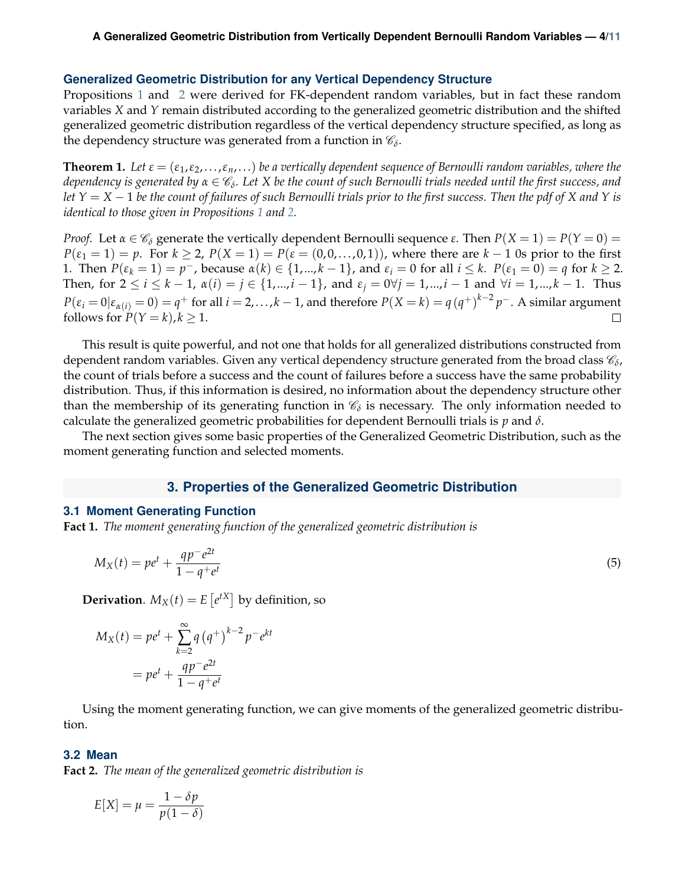### Generalized Geometric Distribution for any Vertical Dependency Structure

Propositions 1 and 2 were derived for FK-dependent random variables, but in fact these random variables $X$ and $Y$ remain distributed according to the generalized geometric distribution and the shifted generalized geometric distribution regardless of the vertical dependency structure specified, as long as the dependency structure was generated from a function in $\mathscr{C}_\delta$.

**Theorem 1.** *Let $\varepsilon = (\varepsilon_1, \varepsilon_2, \ldots, \varepsilon_n, \ldots)$ be a vertically dependent sequence of Bernoulli random variables, where the dependency is generated by $\alpha \in \mathscr{C}_\delta$. Let $X$ be the count of such Bernoulli trials needed until the first success, and let $Y = X - 1$ be the count of failures of such Bernoulli trials prior to the first success. Then the pdf of $X$ and $Y$ is identical to those given in Propositions 1 and 2.*

*Proof.* Let $\alpha \in \mathscr{C}_\delta$ generate the vertically dependent Bernoulli sequence $\varepsilon$. Then $P(X = 1) = P(Y = 0) = P(\varepsilon_1 = 1) = p$. For $k \geq 2$, $P(X = 1) = P(\varepsilon = (0, 0, \ldots, 0, 1))$, where there are $k - 1$ 0s prior to the first 1. Then $P(\varepsilon_k = 1) = p^-$, because $\alpha(k) \in \{1, ..., k-1\}$, and $\varepsilon_i = 0$ for all $i \leq k$. $P(\varepsilon_1 = 0) = q$ for $k \geq 2$. Then, for $2 \leq i \leq k-1$, $\alpha(i) = j \in \{1, ..., i-1\}$, and $\varepsilon_j = 0 \forall j = 1, ..., i-1$ and $\forall i = 1, ..., k-1$. Thus $P(\varepsilon_i = 0 | \varepsilon_{\alpha(i)} = 0) = q^+$ for all $i = 2, \ldots, k-1$, and therefore $P(X = k) = q\left(q^+\right)^{k-2} p^-$. A similar argument follows for $P(Y = k), k \geq 1$. □

This result is quite powerful, and not one that holds for all generalized distributions constructed from dependent random variables. Given any vertical dependency structure generated from the broad class $\mathscr{C}_\delta$, the count of trials before a success and the count of failures before a success have the same probability distribution. Thus, if this information is desired, no information about the dependency structure other than the membership of its generating function in $\mathscr{C}_\delta$ is necessary. The only information needed to calculate the generalized geometric probabilities for dependent Bernoulli trials is $p$ and $\delta$.

The next section gives some basic properties of the Generalized Geometric Distribution, such as the moment generating function and selected moments.

## 3. Properties of the Generalized Geometric Distribution

### 3.1 Moment Generating Function

**Fact 1.** *The moment generating function of the generalized geometric distribution is*

$$M_X(t) = pe^t + \frac{qp^- e^{2t}}{1 - q^+ e^t} \tag{5}$$

**Derivation**. $M_X(t) = E\left[e^{tX}\right]$ by definition, so

$$\begin{aligned}
M_X(t) &= pe^t + \sum_{k=2}^{\infty} q\left(q^+\right)^{k-2} p^- e^{kt} \\
&= pe^t + \frac{qp^- e^{2t}}{1 - q^+ e^t}
\end{aligned}$$

Using the moment generating function, we can give moments of the generalized geometric distribution.

### 3.2 Mean

**Fact 2.** *The mean of the generalized geometric distribution is*

$$E[X] = \mu = \frac{1 - \delta p}{p(1 - \delta)}$$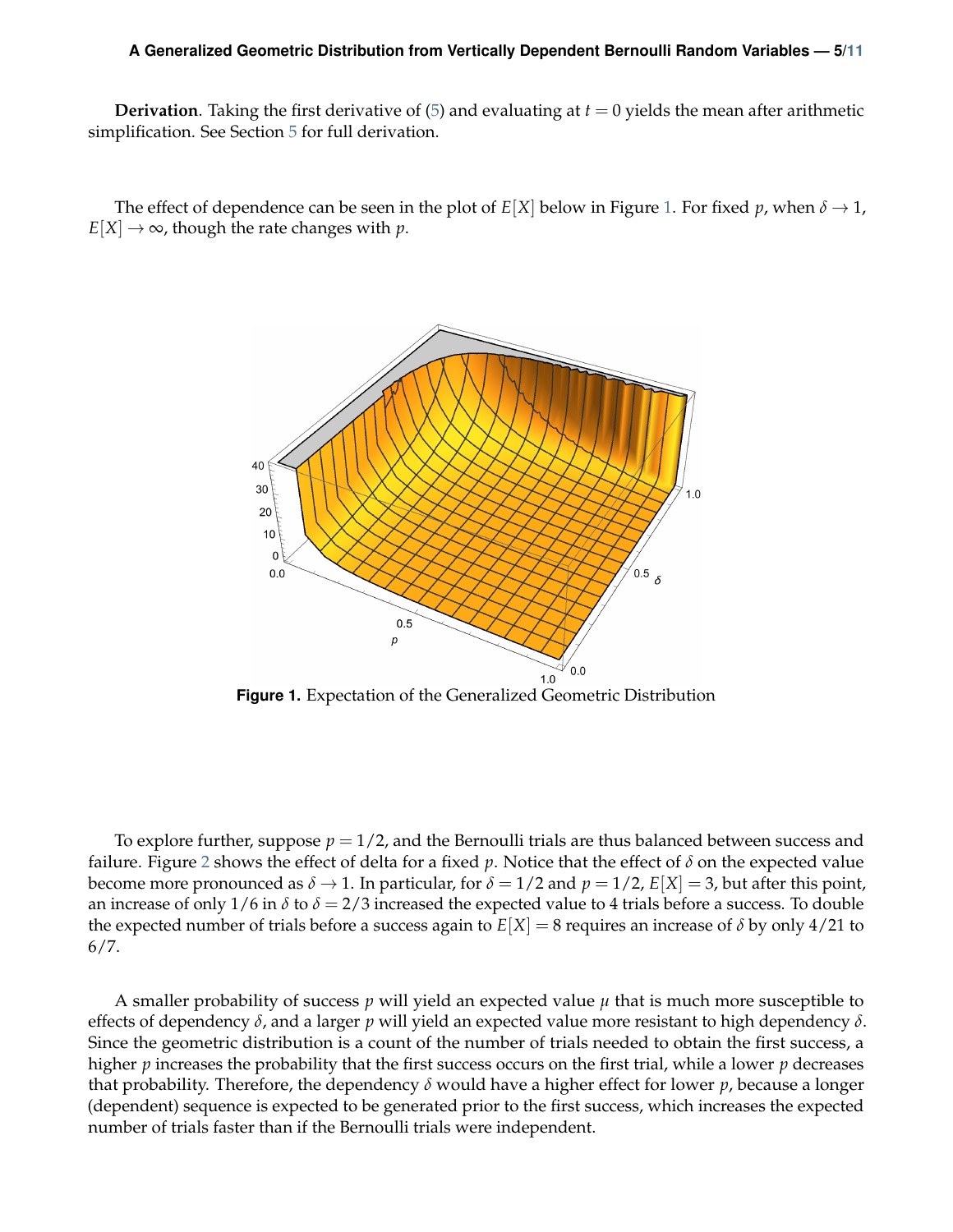**Derivation**. Taking the first derivative of (5) and evaluating at $t = 0$ yields the mean after arithmetic simplification. See Section 5 for full derivation.

The effect of dependence can be seen in the plot of $E[X]$ below in Figure 1. For fixed $p$, when $\delta \to 1$, $E[X] \to \infty$, though the rate changes with $p$.

**Figure 1.** Expectation of the Generalized Geometric Distribution

To explore further, suppose $p = 1/2$, and the Bernoulli trials are thus balanced between success and failure. Figure 2 shows the effect of delta for a fixed $p$. Notice that the effect of $\delta$ on the expected value become more pronounced as $\delta \to 1$. In particular, for $\delta = 1/2$ and $p = 1/2$, $E[X] = 3$, but after this point, an increase of only $1/6$ in $\delta$ to $\delta = 2/3$ increased the expected value to 4 trials before a success. To double the expected number of trials before a success again to $E[X] = 8$ requires an increase of $\delta$ by only $4/21$ to $6/7$.

A smaller probability of success $p$ will yield an expected value $\mu$ that is much more susceptible to effects of dependency $\delta$, and a larger $p$ will yield an expected value more resistant to high dependency $\delta$. Since the geometric distribution is a count of the number of trials needed to obtain the first success, a higher $p$ increases the probability that the first success occurs on the first trial, while a lower $p$ decreases that probability. Therefore, the dependency $\delta$ would have a higher effect for lower $p$, because a longer (dependent) sequence is expected to be generated prior to the first success, which increases the expected number of trials faster than if the Bernoulli trials were independent.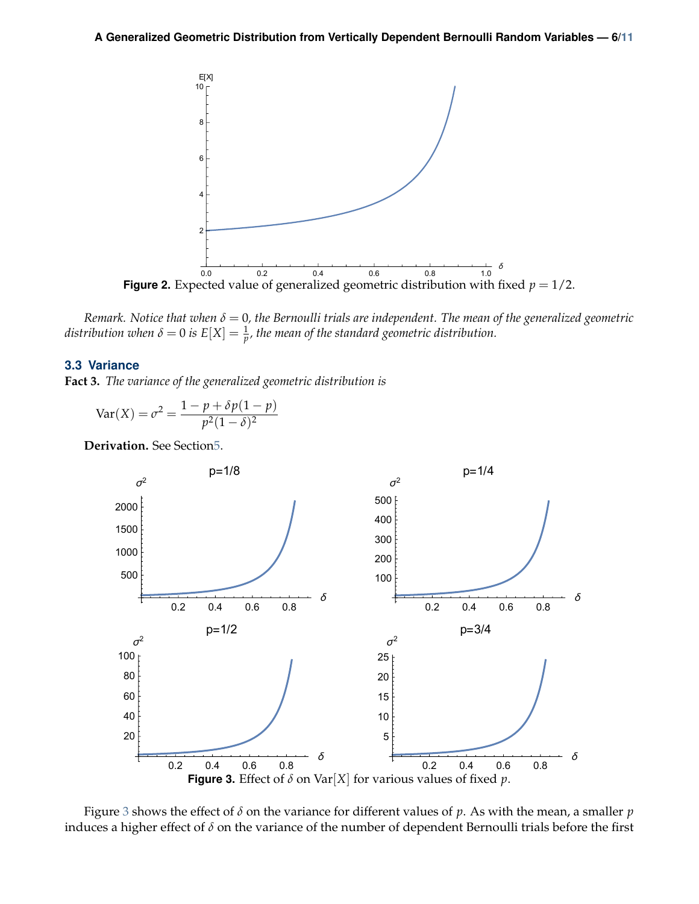Figure 2. Expected value of generalized geometric distribution with fixed $p = 1/2$.

*Remark. Notice that when $\delta = 0$, the Bernoulli trials are independent. The mean of the generalized geometric distribution when $\delta = 0$ is $E[X] = \frac{1}{p}$, the mean of the standard geometric distribution.*

### 3.3 Variance

**Fact 3.** *The variance of the generalized geometric distribution is*

$$\mathrm{Var}(X) = \sigma^2 = \frac{1 - p + \delta p(1-p)}{p^2(1-\delta)^2}$$

**Derivation.** See Section 5.

Figure 3. Effect of $\delta$ on $\mathrm{Var}[X]$ for various values of fixed $p$.

Figure 3 shows the effect of $\delta$ on the variance for different values of $p$. As with the mean, a smaller $p$ induces a higher effect of $\delta$ on the variance of the number of dependent Bernoulli trials before the first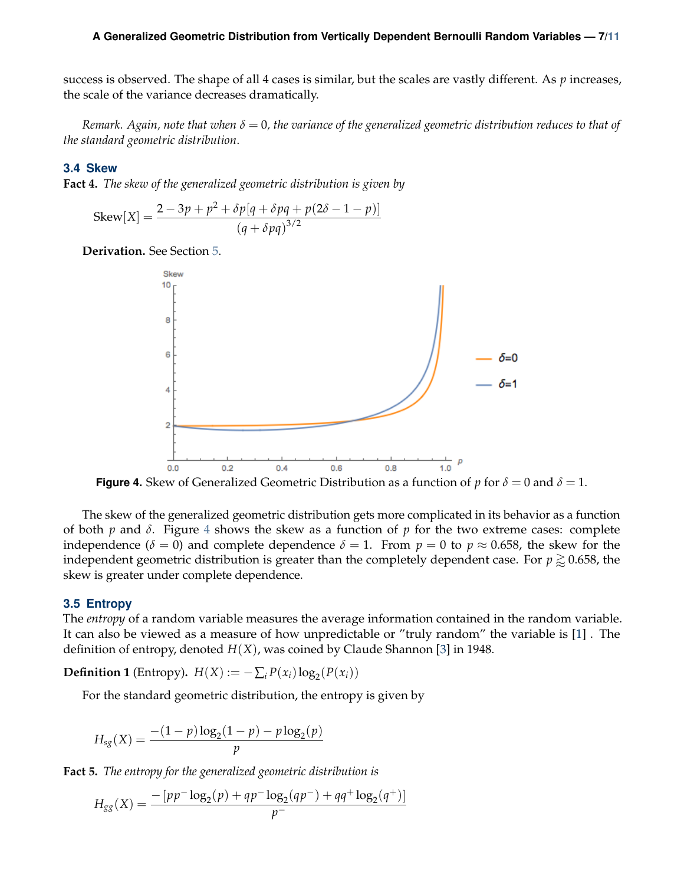success is observed. The shape of all 4 cases is similar, but the scales are vastly different. As $p$ increases, the scale of the variance decreases dramatically.

*Remark. Again, note that when $\delta = 0$, the variance of the generalized geometric distribution reduces to that of the standard geometric distribution.*

### 3.4 Skew

**Fact 4.** *The skew of the generalized geometric distribution is given by*

$$\text{Skew}[X] = \frac{2 - 3p + p^2 + \delta p[q + \delta pq + p(2\delta - 1 - p)]}{(q + \delta pq)^{3/2}}$$

**Derivation.** See Section 5.

**Figure 4.** Skew of Generalized Geometric Distribution as a function of $p$ for $\delta = 0$ and $\delta = 1$.

The skew of the generalized geometric distribution gets more complicated in its behavior as a function of both $p$ and $\delta$. Figure 4 shows the skew as a function of $p$ for the two extreme cases: complete independence ($\delta = 0$) and complete dependence $\delta = 1$. From $p = 0$ to $p \approx 0.658$, the skew for the independent geometric distribution is greater than the completely dependent case. For $p \gtrapprox 0.658$, the skew is greater under complete dependence.

### 3.5 Entropy

The *entropy* of a random variable measures the average information contained in the random variable. It can also be viewed as a measure of how unpredictable or "truly random" the variable is [1] . The definition of entropy, denoted $H(X)$, was coined by Claude Shannon [3] in 1948.

**Definition 1** (Entropy). $H(X) := -\sum_i P(x_i) \log_2(P(x_i))$

For the standard geometric distribution, the entropy is given by

$$H_{sg}(X) = \frac{-(1-p)\log_2(1-p) - p\log_2(p)}{p}$$

**Fact 5.** *The entropy for the generalized geometric distribution is*

$$H_{gg}(X) = \frac{-\left[pp^- \log_2(p) + qp^- \log_2(qp^-) + qq^+ \log_2(q^+)\right]}{p^-}$$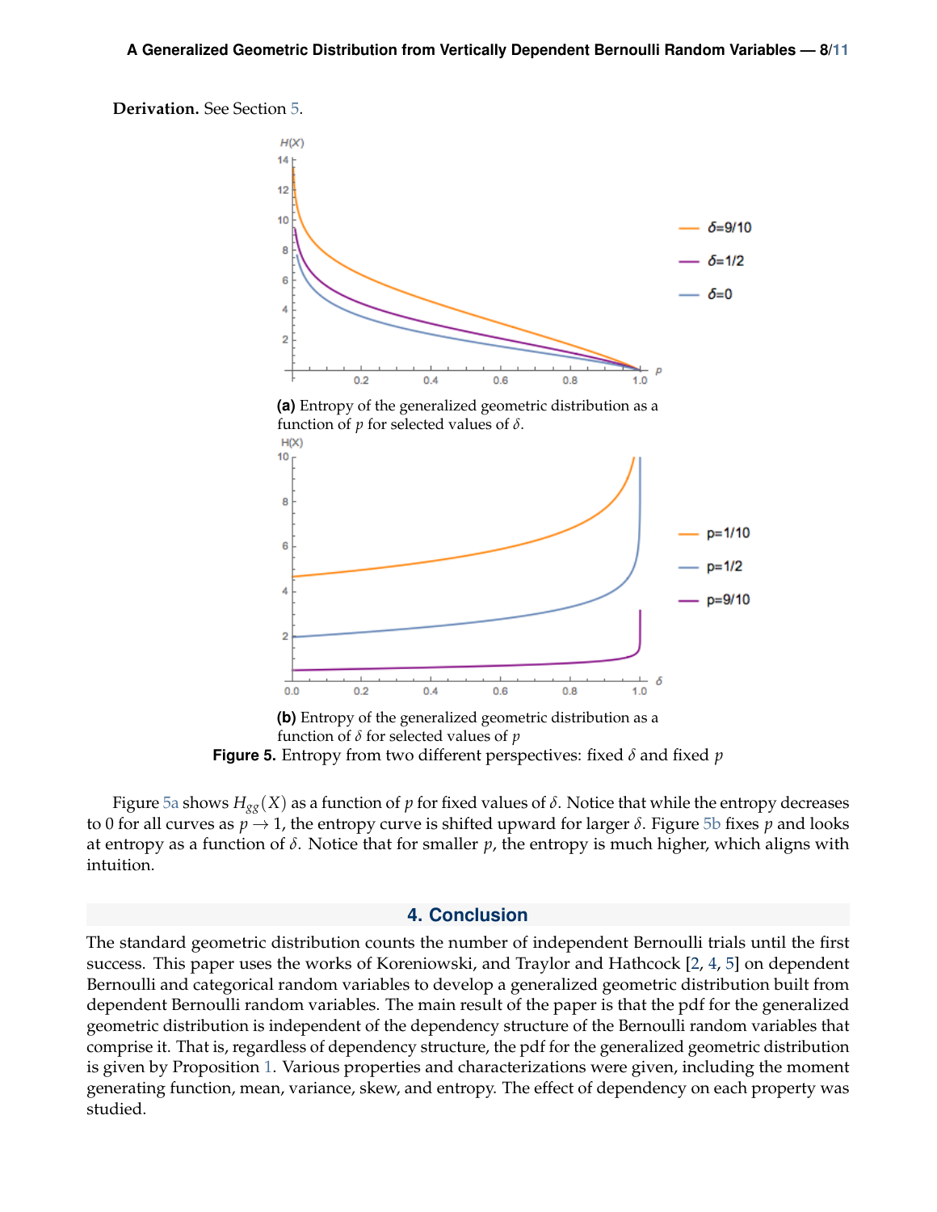**Derivation.** See Section 5.

(a) Entropy of the generalized geometric distribution as a function of $p$ for selected values of $\delta$.

(b) Entropy of the generalized geometric distribution as a function of $\delta$ for selected values of $p$

**Figure 5.** Entropy from two different perspectives: fixed $\delta$ and fixed $p$

Figure 5a shows $H_{gg}(X)$ as a function of $p$ for fixed values of $\delta$. Notice that while the entropy decreases to 0 for all curves as $p \to 1$, the entropy curve is shifted upward for larger $\delta$. Figure 5b fixes $p$ and looks at entropy as a function of $\delta$. Notice that for smaller $p$, the entropy is much higher, which aligns with intuition.

## 4. Conclusion

The standard geometric distribution counts the number of independent Bernoulli trials until the first success. This paper uses the works of Koreniowski, and Traylor and Hathcock [2, 4, 5] on dependent Bernoulli and categorical random variables to develop a generalized geometric distribution built from dependent Bernoulli random variables. The main result of the paper is that the pdf for the generalized geometric distribution is independent of the dependency structure of the Bernoulli random variables that comprise it. That is, regardless of dependency structure, the pdf for the generalized geometric distribution is given by Proposition 1. Various properties and characterizations were given, including the moment generating function, mean, variance, skew, and entropy. The effect of dependency on each property was studied.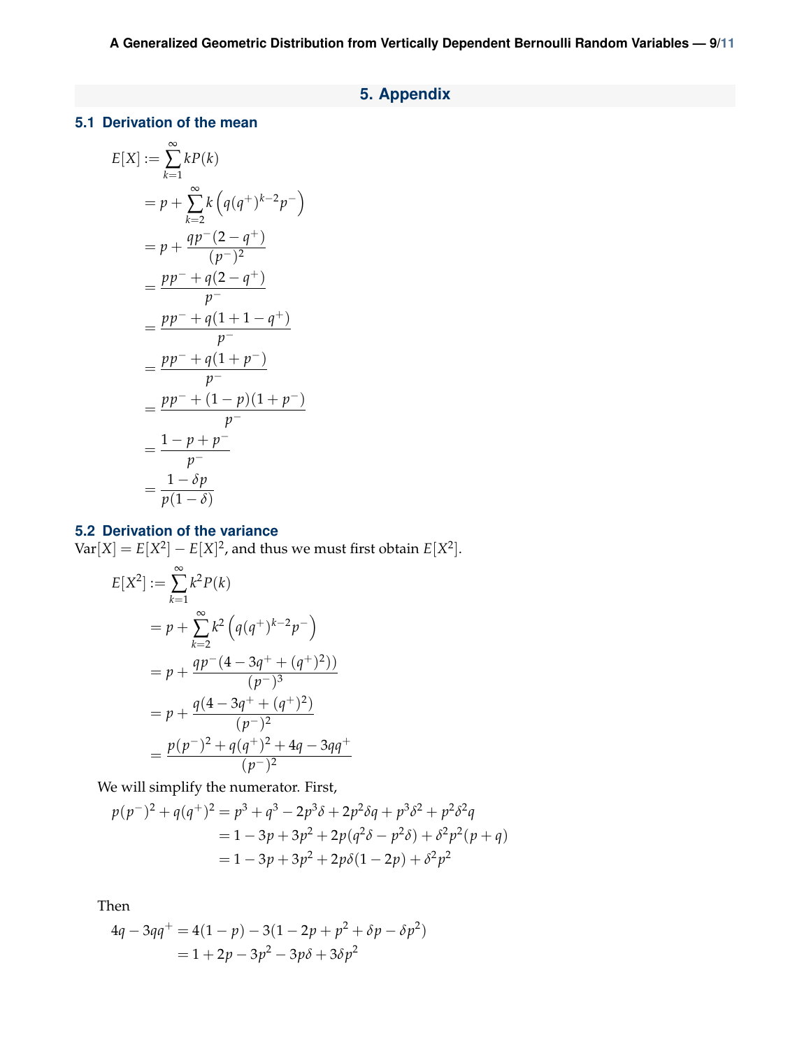## 5. Appendix

### 5.1 Derivation of the mean

$$
\begin{aligned}
E[X] &:= \sum_{k=1}^{\infty} kP(k) \\
&= p + \sum_{k=2}^{\infty} k\left(q(q^+)^{k-2}p^-\right) \\
&= p + \frac{qp^-(2-q^+)}{(p^-)^2} \\
&= \frac{pp^- + q(2-q^+)}{p^-} \\
&= \frac{pp^- + q(1+1-q^+)}{p^-} \\
&= \frac{pp^- + q(1+p^-)}{p^-} \\
&= \frac{pp^- + (1-p)(1+p^-)}{p^-} \\
&= \frac{1-p+p^-}{p^-} \\
&= \frac{1-\delta p}{p(1-\delta)}
\end{aligned}
$$

### 5.2 Derivation of the variance

$\text{Var}[X] = E[X^2] - E[X]^2$, and thus we must first obtain $E[X^2]$.

$$
\begin{aligned}
E[X^2] &:= \sum_{k=1}^{\infty} k^2 P(k) \\
&= p + \sum_{k=2}^{\infty} k^2\left(q(q^+)^{k-2}p^-\right) \\
&= p + \frac{qp^-(4-3q^+ + (q^+)^2))}{(p^-)^3} \\
&= p + \frac{q(4-3q^+ + (q^+)^2)}{(p^-)^2} \\
&= \frac{p(p^-)^2 + q(q^+)^2 + 4q - 3qq^+}{(p^-)^2}
\end{aligned}
$$

We will simplify the numerator. First,

$$
\begin{aligned}
p(p^-)^2 + q(q^+)^2 &= p^3 + q^3 - 2p^3\delta + 2p^2\delta q + p^3\delta^2 + p^2\delta^2 q \\
&= 1 - 3p + 3p^2 + 2p(q^2\delta - p^2\delta) + \delta^2 p^2(p+q) \\
&= 1 - 3p + 3p^2 + 2p\delta(1-2p) + \delta^2 p^2
\end{aligned}
$$

Then

$$
\begin{aligned}
4q - 3qq^+ &= 4(1-p) - 3(1 - 2p + p^2 + \delta p - \delta p^2) \\
&= 1 + 2p - 3p^2 - 3p\delta + 3\delta p^2
\end{aligned}
$$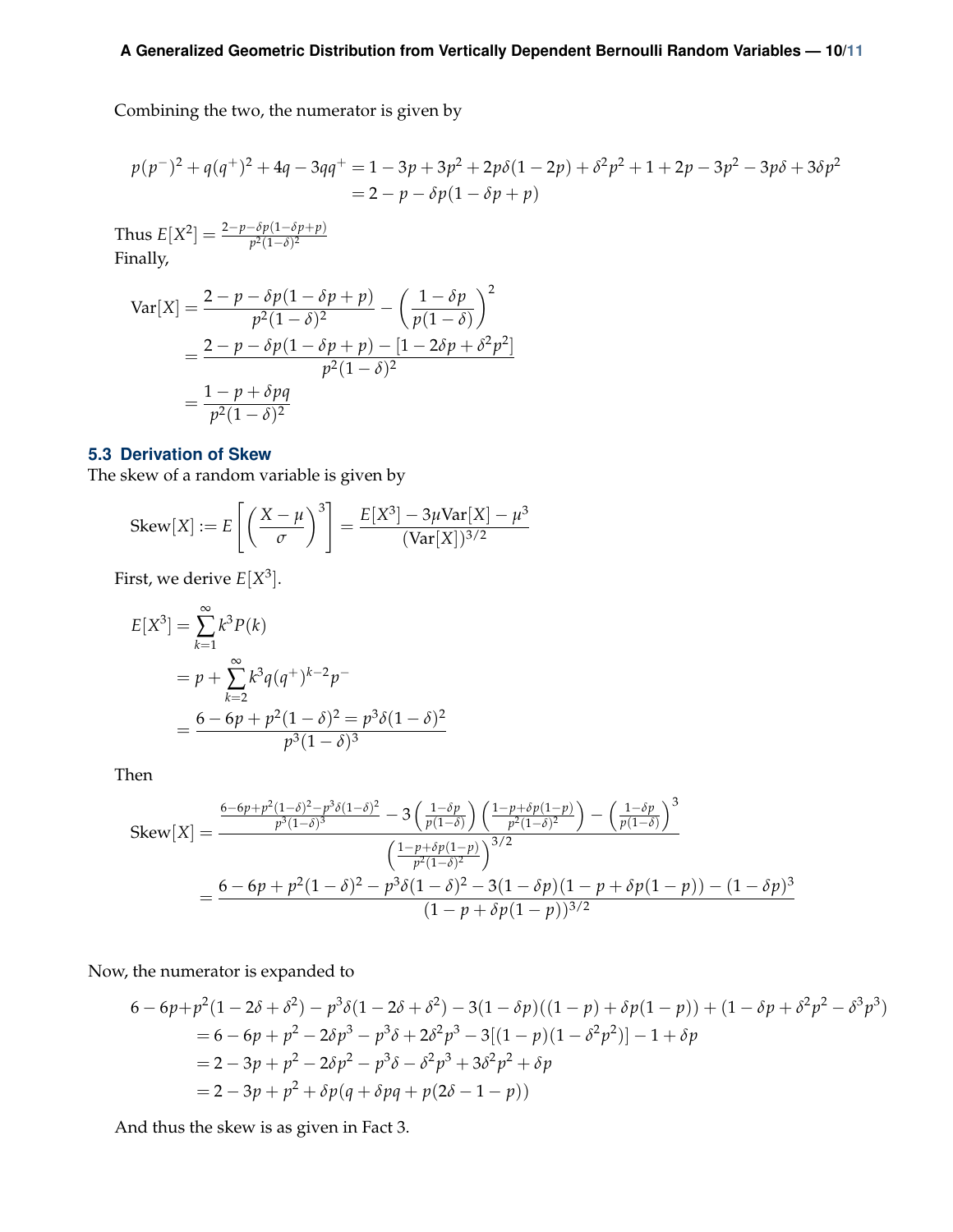Combining the two, the numerator is given by

$$
\begin{aligned}
p(p^-)^2 + q(q^+)^2 + 4q - 3qq^+ &= 1 - 3p + 3p^2 + 2p\delta(1-2p) + \delta^2 p^2 + 1 + 2p - 3p^2 - 3p\delta + 3\delta p^2 \\
&= 2 - p - \delta p(1 - \delta p + p)
\end{aligned}
$$

Thus $E[X^2] = \frac{2-p-\delta p(1-\delta p+p)}{p^2(1-\delta)^2}$
Finally,

$$
\begin{aligned}
\mathrm{Var}[X] &= \frac{2 - p - \delta p(1 - \delta p + p)}{p^2(1-\delta)^2} - \left(\frac{1-\delta p}{p(1-\delta)}\right)^2 \\
&= \frac{2 - p - \delta p(1 - \delta p + p) - [1 - 2\delta p + \delta^2 p^2]}{p^2(1-\delta)^2} \\
&= \frac{1 - p + \delta p q}{p^2(1-\delta)^2}
\end{aligned}
$$

## 5.3 Derivation of Skew

The skew of a random variable is given by

$$
\mathrm{Skew}[X] := E\left[\left(\frac{X-\mu}{\sigma}\right)^3\right] = \frac{E[X^3] - 3\mu \mathrm{Var}[X] - \mu^3}{(\mathrm{Var}[X])^{3/2}}
$$

First, we derive $E[X^3]$.

$$
\begin{aligned}
E[X^3] &= \sum_{k=1}^{\infty} k^3 P(k) \\
&= p + \sum_{k=2}^{\infty} k^3 q (q^+)^{k-2} p^- \\
&= \frac{6 - 6p + p^2(1-\delta)^2 = p^3\delta(1-\delta)^2}{p^3(1-\delta)^3}
\end{aligned}
$$

Then

$$
\begin{aligned}
\mathrm{Skew}[X] &= \frac{\frac{6-6p+p^2(1-\delta)^2 - p^3\delta(1-\delta)^2}{p^3(1-\delta)^3} - 3\left(\frac{1-\delta p}{p(1-\delta)}\right)\left(\frac{1-p+\delta p(1-p)}{p^2(1-\delta)^2}\right) - \left(\frac{1-\delta p}{p(1-\delta)}\right)^3}{\left(\frac{1-p+\delta p(1-p)}{p^2(1-\delta)^2}\right)^{3/2}} \\
&= \frac{6 - 6p + p^2(1-\delta)^2 - p^3\delta(1-\delta)^2 - 3(1-\delta p)(1 - p + \delta p(1-p)) - (1-\delta p)^3}{(1 - p + \delta p(1-p))^{3/2}}
\end{aligned}
$$

Now, the numerator is expanded to

$$
\begin{aligned}
6 - 6p &+ p^2(1 - 2\delta + \delta^2) - p^3\delta(1 - 2\delta + \delta^2) - 3(1-\delta p)((1-p) + \delta p(1-p)) + (1 - \delta p + \delta^2 p^2 - \delta^3 p^3) \\
&= 6 - 6p + p^2 - 2\delta p^3 - p^3\delta + 2\delta^2 p^3 - 3[(1-p)(1-\delta^2 p^2)] - 1 + \delta p \\
&= 2 - 3p + p^2 - 2\delta p^2 - p^3\delta - \delta^2 p^3 + 3\delta^2 p^2 + \delta p \\
&= 2 - 3p + p^2 + \delta p(q + \delta p q + p(2\delta - 1 - p))
\end{aligned}
$$

And thus the skew is as given in Fact 3.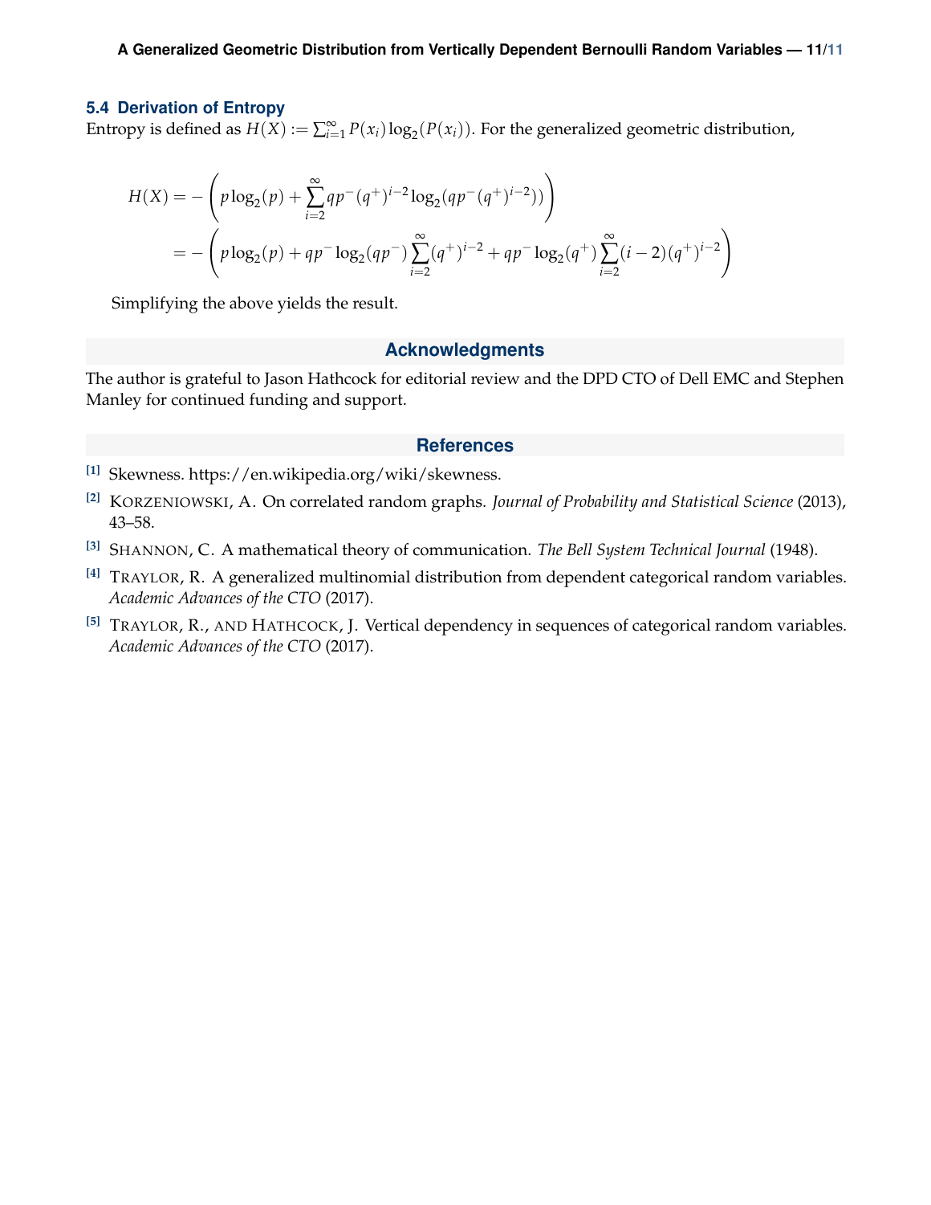### 5.4 Derivation of Entropy

Entropy is defined as $H(X) := \sum_{i=1}^{\infty} P(x_i)\log_2(P(x_i))$. For the generalized geometric distribution,

$$
\begin{aligned}
H(X) &= -\left(p\log_2(p) + \sum_{i=2}^{\infty} qp^-(q^+)^{i-2}\log_2(qp^-(q^+)^{i-2}))\right) \\
&= -\left(p\log_2(p) + qp^-\log_2(qp^-)\sum_{i=2}^{\infty}(q^+)^{i-2} + qp^-\log_2(q^+)\sum_{i=2}^{\infty}(i-2)(q^+)^{i-2}\right)
\end{aligned}
$$

Simplifying the above yields the result.

## Acknowledgments

The author is grateful to Jason Hathcock for editorial review and the DPD CTO of Dell EMC and Stephen Manley for continued funding and support.

## References

[1] Skewness. https://en.wikipedia.org/wiki/skewness.

[2] KORZENIOWSKI, A. On correlated random graphs. *Journal of Probability and Statistical Science* (2013), 43–58.

[3] SHANNON, C. A mathematical theory of communication. *The Bell System Technical Journal* (1948).

[4] TRAYLOR, R. A generalized multinomial distribution from dependent categorical random variables. *Academic Advances of the CTO* (2017).

[5] TRAYLOR, R., AND HATHCOCK, J. Vertical dependency in sequences of categorical random variables. *Academic Advances of the CTO* (2017).